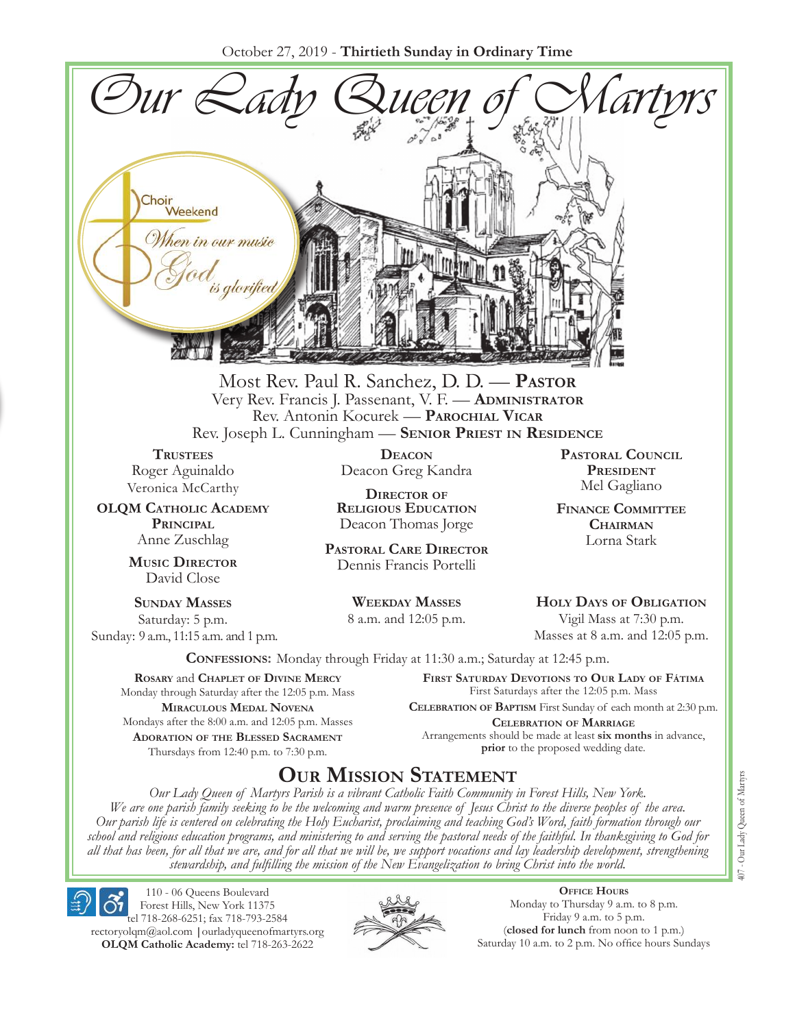October 27, 2019 - **Thirtieth Sunday in Ordinary Time**

# *Our Lady Queen of Martyrs*

Choir Weekend

*When in our music God is glorified*

Most Rev. Paul R. Sanchez, D. D. — **Pastor**
Very Rev. Francis J. Passenant, V. F. — **Administrator**
Rev. Antonin Kocurek — **Parochial Vicar**
Rev. Joseph L. Cunningham — **Senior Priest in Residence**

**Trustees**
Roger Aguinaldo
Veronica McCarthy

**OLQM Catholic Academy Principal**
Anne Zuschlag

**Music Director**
David Close

**Deacon**
Deacon Greg Kandra

**Director of Religious Education**
Deacon Thomas Jorge

**Pastoral Care Director**
Dennis Francis Portelli

**Pastoral Council President**
Mel Gagliano

**Finance Committee Chairman**
Lorna Stark

**Sunday Masses**
Saturday: 5 p.m.
Sunday: 9 a.m., 11:15 a.m. and 1 p.m.

**Weekday Masses**
8 a.m. and 12:05 p.m.

**Holy Days of Obligation**
Vigil Mass at 7:30 p.m.
Masses at 8 a.m. and 12:05 p.m.

**Confessions:** Monday through Friday at 11:30 a.m.; Saturday at 12:45 p.m.

**Rosary** and **Chaplet of Divine Mercy**
Monday through Saturday after the 12:05 p.m. Mass

**Miraculous Medal Novena**
Mondays after the 8:00 a.m. and 12:05 p.m. Masses

**Adoration of the Blessed Sacrament**
Thursdays from 12:40 p.m. to 7:30 p.m.

**First Saturday Devotions to Our Lady of Fátima**
First Saturdays after the 12:05 p.m. Mass

**Celebration of Baptism** First Sunday of each month at 2:30 p.m.

**Celebration of Marriage**
Arrangements should be made at least **six months** in advance, **prior** to the proposed wedding date.

## Our Mission Statement

*Our Lady Queen of Martyrs Parish is a vibrant Catholic Faith Community in Forest Hills, New York. We are one parish family seeking to be the welcoming and warm presence of Jesus Christ to the diverse peoples of the area. Our parish life is centered on celebrating the Holy Eucharist, proclaiming and teaching God's Word, faith formation through our school and religious education programs, and ministering to and serving the pastoral needs of the faithful. In thanksgiving to God for all that has been, for all that we are, and for all that we will be, we support vocations and lay leadership development, strengthening stewardship, and fulfilling the mission of the New Evangelization to bring Christ into the world.*

110 - 06 Queens Boulevard
Forest Hills, New York 11375
tel 718-268-6251; fax 718-793-2584
rectoryolqm@aol.com | ourladyqueenofmartyrs.org
**OLQM Catholic Academy:** tel 718-263-2622

**Office Hours**
Monday to Thursday 9 a.m. to 8 p.m.
Friday 9 a.m. to 5 p.m.
(**closed for lunch** from noon to 1 p.m.)
Saturday 10 a.m. to 2 p.m. No office hours Sundays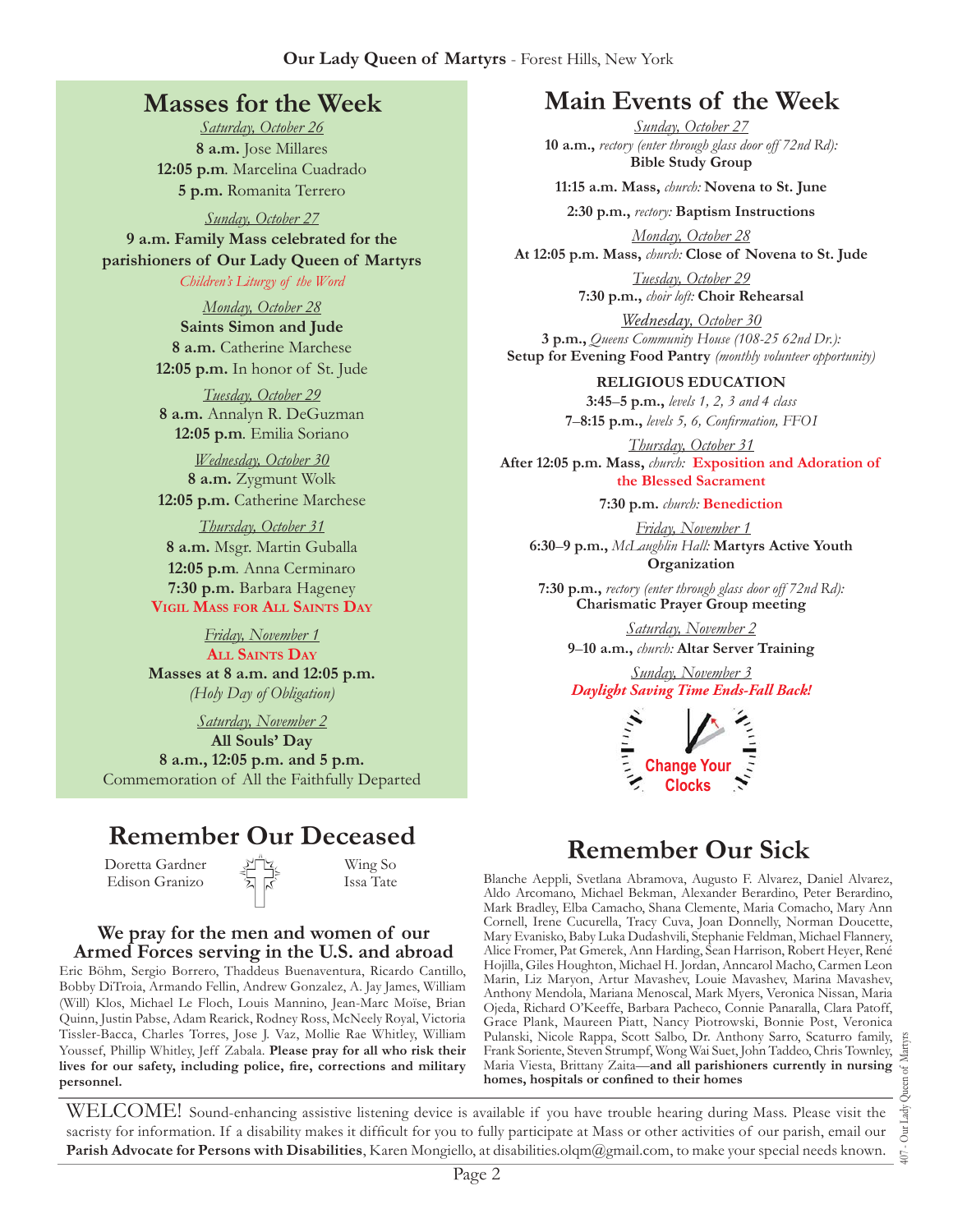## Masses for the Week

*Saturday, October 26*

**8 a.m.** Jose Millares
**12:05 p.m.** Marcelina Cuadrado
**5 p.m.** Romanita Terrero

*Sunday, October 27*

**9 a.m. Family Mass celebrated for the parishioners of Our Lady Queen of Martyrs**
*Children's Liturgy of the Word*

*Monday, October 28*

**Saints Simon and Jude**
**8 a.m.** Catherine Marchese
**12:05 p.m.** In honor of St. Jude

*Tuesday, October 29*

**8 a.m.** Annalyn R. DeGuzman
**12:05 p.m.** Emilia Soriano

*Wednesday, October 30*

**8 a.m.** Zygmunt Wolk
**12:05 p.m.** Catherine Marchese

*Thursday, October 31*

**8 a.m.** Msgr. Martin Guballa
**12:05 p.m.** Anna Cerminaro
**7:30 p.m.** Barbara Hageney
**Vigil Mass for All Saints Day**

*Friday, November 1*

**All Saints Day**
**Masses at 8 a.m. and 12:05 p.m.**
*(Holy Day of Obligation)*

*Saturday, November 2*

**All Souls' Day**
**8 a.m., 12:05 p.m. and 5 p.m.**
Commemoration of All the Faithfully Departed

## Main Events of the Week

*Sunday, October 27*

**10 a.m.,** *rectory (enter through glass door off 72nd Rd):* **Bible Study Group**

**11:15 a.m. Mass,** *church:* **Novena to St. June**

**2:30 p.m.,** *rectory:* **Baptism Instructions**

*Monday, October 28*

**At 12:05 p.m. Mass,** *church:* **Close of Novena to St. Jude**

*Tuesday, October 29*

**7:30 p.m.,** *choir loft:* **Choir Rehearsal**

*Wednesday, October 30*

**3 p.m.,** *Queens Community House (108-25 62nd Dr.):* **Setup for Evening Food Pantry** *(monthly volunteer opportunity)*

**RELIGIOUS EDUCATION**
**3:45–5 p.m.,** *levels 1, 2, 3 and 4 class*
**7–8:15 p.m.,** *levels 5, 6, Confirmation, FFOI*

*Thursday, October 31*

**After 12:05 p.m. Mass,** *church:* **Exposition and Adoration of the Blessed Sacrament**

**7:30 p.m.** *church:* **Benediction**

*Friday, November 1*

**6:30–9 p.m.,** *McLaughlin Hall:* **Martyrs Active Youth Organization**

**7:30 p.m.,** *rectory (enter through glass door off 72nd Rd):* **Charismatic Prayer Group meeting**

*Saturday, November 2*

**9–10 a.m.,** *church:* **Altar Server Training**

*Sunday, November 3*

***Daylight Saving Time Ends-Fall Back!***

Change Your Clocks

## Remember Our Deceased

Doretta Gardner
Edison Granizo
Wing So
Issa Tate

### We pray for the men and women of our Armed Forces serving in the U.S. and abroad

Eric Böhm, Sergio Borrero, Thaddeus Buenaventura, Ricardo Cantillo, Bobby DiTroia, Armando Fellin, Andrew Gonzalez, A. Jay James, William (Will) Klos, Michael Le Floch, Louis Mannino, Jean-Marc Moïse, Brian Quinn, Justin Pabse, Adam Rearick, Rodney Ross, McNeely Royal, Victoria Tissler-Bacca, Charles Torres, Jose J. Vaz, Mollie Rae Whitley, William Youssef, Phillip Whitley, Jeff Zabala. **Please pray for all who risk their lives for our safety, including police, fire, corrections and military personnel.**

## Remember Our Sick

Blanche Aeppli, Svetlana Abramova, Augusto F. Alvarez, Daniel Alvarez, Aldo Arcomano, Michael Bekman, Alexander Berardino, Peter Berardino, Mark Bradley, Elba Camacho, Shana Clemente, Maria Comacho, Mary Ann Cornell, Irene Cucurella, Tracy Cuva, Joan Donnelly, Norman Doucette, Mary Evanisko, Baby Luka Dudashvili, Stephanie Feldman, Michael Flannery, Alice Fromer, Pat Gmerek, Ann Harding, Sean Harrison, Robert Heyer, René Hojilla, Giles Houghton, Michael H. Jordan, Anncarol Macho, Carmen Leon Marin, Liz Maryon, Artur Mavashev, Louie Mavashev, Marina Mavashev, Anthony Mendola, Mariana Menoscal, Mark Myers, Veronica Nissan, Maria Ojeda, Richard O'Keeffe, Barbara Pacheco, Connie Panaralla, Clara Patoff, Grace Plank, Maureen Piatt, Nancy Piotrowski, Bonnie Post, Veronica Pulanski, Nicole Rappa, Scott Salbo, Dr. Anthony Sarro, Scaturro family, Frank Soriente, Steven Strumpf, Wong Wai Suet, John Taddeo, Chris Townley, Maria Viesta, Brittany Zaita—**and all parishioners currently in nursing homes, hospitals or confined to their homes**

WELCOME! Sound-enhancing assistive listening device is available if you have trouble hearing during Mass. Please visit the sacristy for information. If a disability makes it difficult for you to fully participate at Mass or other activities of our parish, email our **Parish Advocate for Persons with Disabilities**, Karen Mongiello, at disabilities.olqm@gmail.com, to make your special needs known.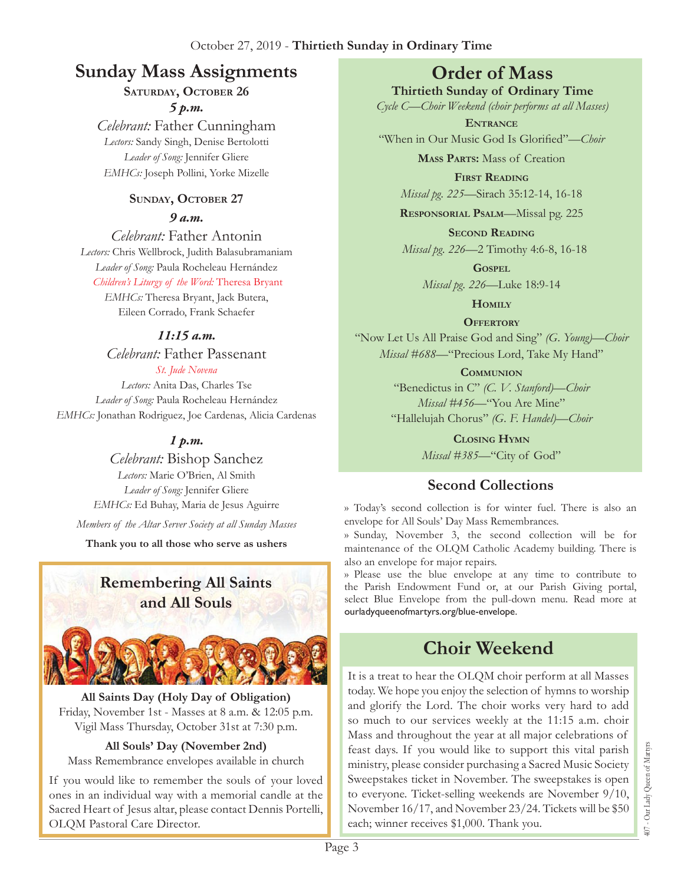October 27, 2019 - **Thirtieth Sunday in Ordinary Time**

# Sunday Mass Assignments

**Saturday, October 26**

***5 p.m.***

*Celebrant:* Father Cunningham
*Lectors:* Sandy Singh, Denise Bertolotti
*Leader of Song:* Jennifer Gliere
*EMHCs:* Joseph Pollini, Yorke Mizelle

**Sunday, October 27**

***9 a.m.***

*Celebrant:* Father Antonin
*Lectors:* Chris Wellbrock, Judith Balasubramaniam
*Leader of Song:* Paula Rocheleau Hernández
*Children's Liturgy of the Word:* Theresa Bryant
*EMHCs:* Theresa Bryant, Jack Butera, Eileen Corrado, Frank Schaefer

***11:15 a.m.***

*Celebrant:* Father Passenant
*St. Jude Novena*
*Lectors:* Anita Das, Charles Tse
*Leader of Song:* Paula Rocheleau Hernández
*EMHCs:* Jonathan Rodriguez, Joe Cardenas, Alicia Cardenas

***1 p.m.***

*Celebrant:* Bishop Sanchez
*Lectors:* Marie O'Brien, Al Smith
*Leader of Song:* Jennifer Gliere
*EMHCs:* Ed Buhay, Maria de Jesus Aguirre

*Members of the Altar Server Society at all Sunday Masses*

**Thank you to all those who serve as ushers**

## Remembering All Saints and All Souls

**All Saints Day (Holy Day of Obligation)**
Friday, November 1st - Masses at 8 a.m. & 12:05 p.m.
Vigil Mass Thursday, October 31st at 7:30 p.m.

**All Souls' Day (November 2nd)**
Mass Remembrance envelopes available in church

If you would like to remember the souls of your loved ones in an individual way with a memorial candle at the Sacred Heart of Jesus altar, please contact Dennis Portelli, OLQM Pastoral Care Director.

# Order of Mass

**Thirtieth Sunday of Ordinary Time**
*Cycle C—Choir Weekend (choir performs at all Masses)*

**Entrance**
"When in Our Music God Is Glorified"—*Choir*

**Mass Parts:** Mass of Creation

**First Reading**
*Missal pg. 225*—Sirach 35:12-14, 16-18

**Responsorial Psalm**—Missal pg. 225

**Second Reading**
*Missal pg. 226*—2 Timothy 4:6-8, 16-18

**Gospel**
*Missal pg. 226*—Luke 18:9-14

**Homily**

**Offertory**
"Now Let Us All Praise God and Sing" *(G. Young)—Choir*
*Missal #688*—"Precious Lord, Take My Hand"

**Communion**
"Benedictus in C" *(C. V. Stanford)—Choir*
*Missal #456*—"You Are Mine"
"Hallelujah Chorus" *(G. F. Handel)—Choir*

**Closing Hymn**
*Missal #385*—"City of God"

## Second Collections

» Today's second collection is for winter fuel. There is also an envelope for All Souls' Day Mass Remembrances.
» Sunday, November 3, the second collection will be for maintenance of the OLQM Catholic Academy building. There is also an envelope for major repairs.
» Please use the blue envelope at any time to contribute to the Parish Endowment Fund or, at our Parish Giving portal, select Blue Envelope from the pull-down menu. Read more at ourladyqueenofmartyrs.org/blue-envelope.

# Choir Weekend

It is a treat to hear the OLQM choir perform at all Masses today. We hope you enjoy the selection of hymns to worship and glorify the Lord. The choir works very hard to add so much to our services weekly at the 11:15 a.m. choir Mass and throughout the year at all major celebrations of feast days. If you would like to support this vital parish ministry, please consider purchasing a Sacred Music Society Sweepstakes ticket in November. The sweepstakes is open to everyone. Ticket-selling weekends are November 9/10, November 16/17, and November 23/24. Tickets will be $50 each; winner receives $1,000. Thank you.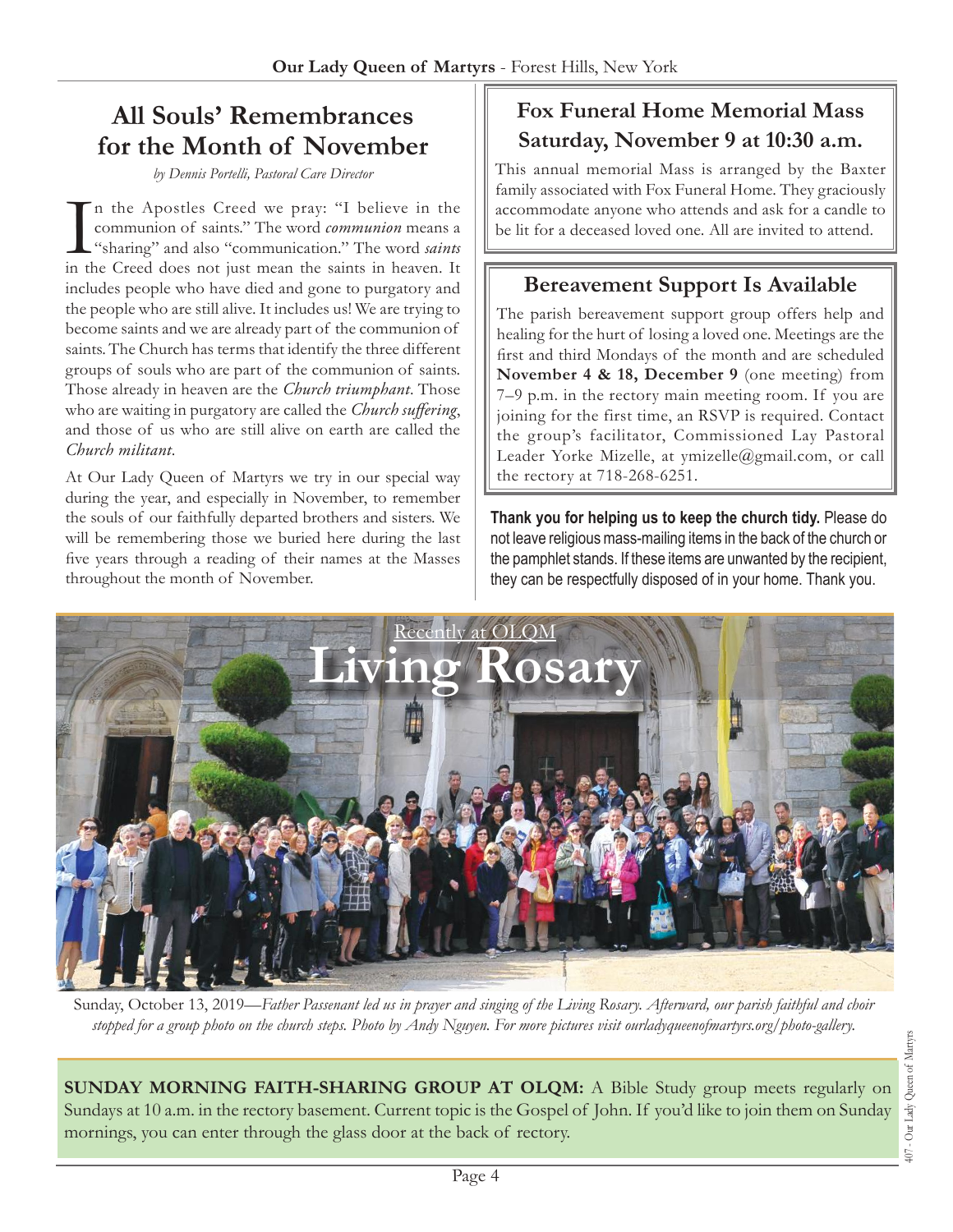## All Souls' Remembrances for the Month of November

*by Dennis Portelli, Pastoral Care Director*

In the Apostles Creed we pray: "I believe in the communion of saints." The word *communion* means a "sharing" and also "communication." The word *saints* in the Creed does not just mean the saints in heaven. It includes people who have died and gone to purgatory and the people who are still alive. It includes us! We are trying to become saints and we are already part of the communion of saints. The Church has terms that identify the three different groups of souls who are part of the communion of saints. Those already in heaven are the *Church triumphant*. Those who are waiting in purgatory are called the *Church suffering*, and those of us who are still alive on earth are called the *Church militant*.

At Our Lady Queen of Martyrs we try in our special way during the year, and especially in November, to remember the souls of our faithfully departed brothers and sisters. We will be remembering those we buried here during the last five years through a reading of their names at the Masses throughout the month of November.

## Fox Funeral Home Memorial Mass Saturday, November 9 at 10:30 a.m.

This annual memorial Mass is arranged by the Baxter family associated with Fox Funeral Home. They graciously accommodate anyone who attends and ask for a candle to be lit for a deceased loved one. All are invited to attend.

## Bereavement Support Is Available

The parish bereavement support group offers help and healing for the hurt of losing a loved one. Meetings are the first and third Mondays of the month and are scheduled **November 4 & 18, December 9** (one meeting) from 7–9 p.m. in the rectory main meeting room. If you are joining for the first time, an RSVP is required. Contact the group's facilitator, Commissioned Lay Pastoral Leader Yorke Mizelle, at ymizelle@gmail.com, or call the rectory at 718-268-6251.

**Thank you for helping us to keep the church tidy.** Please do not leave religious mass-mailing items in the back of the church or the pamphlet stands. If these items are unwanted by the recipient, they can be respectfully disposed of in your home. Thank you.

Recently at OLQM

## Living Rosary

Sunday, October 13, 2019—*Father Passenant led us in prayer and singing of the Living Rosary. Afterward, our parish faithful and choir stopped for a group photo on the church steps. Photo by Andy Nguyen. For more pictures visit ourladyqueenofmartyrs.org/photo-gallery.*

**SUNDAY MORNING FAITH-SHARING GROUP AT OLQM:** A Bible Study group meets regularly on Sundays at 10 a.m. in the rectory basement. Current topic is the Gospel of John. If you'd like to join them on Sunday mornings, you can enter through the glass door at the back of rectory.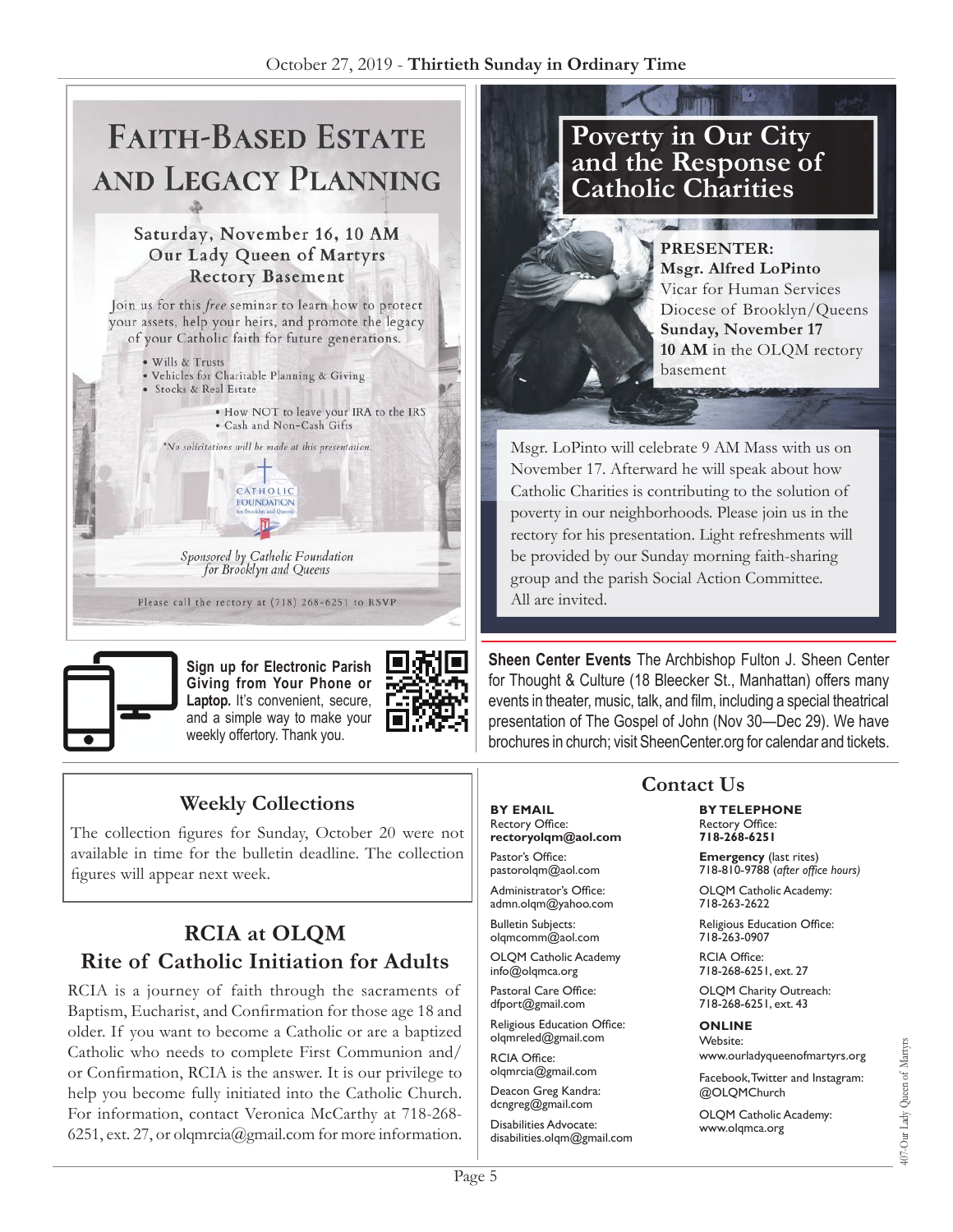# Faith-Based Estate and Legacy Planning

**Saturday, November 16, 10 AM**
**Our Lady Queen of Martyrs**
**Rectory Basement**

Join us for this *free* seminar to learn how to protect your assets, help your heirs, and promote the legacy of your Catholic faith for future generations.

- Wills & Trusts
- Vehicles for Charitable Planning & Giving
- Stocks & Real Estate
- How NOT to leave your IRA to the IRS
- Cash and Non-Cash Gifts

*No solicitations will be made at this presentation.

CATHOLIC FOUNDATION for Brooklyn and Queens

*Sponsored by Catholic Foundation for Brooklyn and Queens*

Please call the rectory at (718) 268-6251 to RSVP

# Poverty in Our City and the Response of Catholic Charities

**PRESENTER:**
**Msgr. Alfred LoPinto**
Vicar for Human Services
Diocese of Brooklyn/Queens
**Sunday, November 17**
**10 AM** in the OLQM rectory basement

Msgr. LoPinto will celebrate 9 AM Mass with us on November 17. Afterward he will speak about how Catholic Charities is contributing to the solution of poverty in our neighborhoods. Please join us in the rectory for his presentation. Light refreshments will be provided by our Sunday morning faith-sharing group and the parish Social Action Committee. All are invited.

**Sign up for Electronic Parish Giving from Your Phone or Laptop.** It's convenient, secure, and a simple way to make your weekly offertory. Thank you.

**Sheen Center Events** The Archbishop Fulton J. Sheen Center for Thought & Culture (18 Bleecker St., Manhattan) offers many events in theater, music, talk, and film, including a special theatrical presentation of The Gospel of John (Nov 30—Dec 29). We have brochures in church; visit SheenCenter.org for calendar and tickets.

## Weekly Collections

The collection figures for Sunday, October 20 were not available in time for the bulletin deadline. The collection figures will appear next week.

## RCIA at OLQM
## Rite of Catholic Initiation for Adults

RCIA is a journey of faith through the sacraments of Baptism, Eucharist, and Confirmation for those age 18 and older. If you want to become a Catholic or are a baptized Catholic who needs to complete First Communion and/or Confirmation, RCIA is the answer. It is our privilege to help you become fully initiated into the Catholic Church. For information, contact Veronica McCarthy at 718-268-6251, ext. 27, or olqmrcia@gmail.com for more information.

## Contact Us

**BY EMAIL**

Rectory Office:
**rectoryolqm@aol.com**

Pastor's Office:
pastorolqm@aol.com

Administrator's Office:
admn.olqm@yahoo.com

Bulletin Subjects:
olqmcomm@aol.com

OLQM Catholic Academy
info@olqmca.org

Pastoral Care Office:
dfport@gmail.com

Religious Education Office:
olqmreled@gmail.com

RCIA Office:
olqmrcia@gmail.com

Deacon Greg Kandra:
dcngreg@gmail.com

Disabilities Advocate:
disabilities.olqm@gmail.com

**BY TELEPHONE**

Rectory Office:
**718-268-6251**

**Emergency** (last rites)
718-810-9788 (*after office hours)*

OLQM Catholic Academy:
718-263-2622

Religious Education Office:
718-263-0907

RCIA Office:
718-268-6251, ext. 27

OLQM Charity Outreach:
718-268-6251, ext. 43

**ONLINE**

Website:
www.ourladyqueenofmartyrs.org

Facebook, Twitter and Instagram:
@OLQMChurch

OLQM Catholic Academy:
www.olqmca.org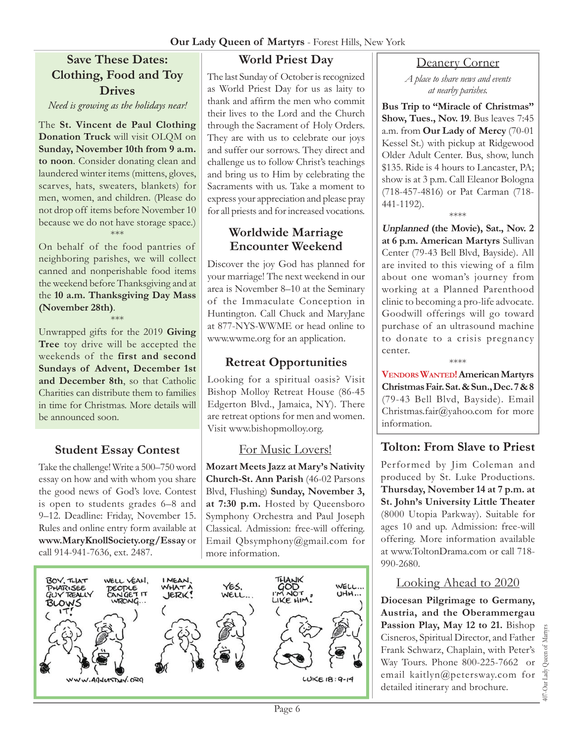## Save These Dates: Clothing, Food and Toy Drives

*Need is growing as the holidays near!*

The **St. Vincent de Paul Clothing Donation Truck** will visit OLQM on **Sunday, November 10th from 9 a.m. to noon**. Consider donating clean and laundered winter items (mittens, gloves, scarves, hats, sweaters, blankets) for men, women, and children. (Please do not drop off items before November 10 because we do not have storage space.)

\*\*\*

On behalf of the food pantries of neighboring parishes, we will collect canned and nonperishable food items the weekend before Thanksgiving and at the **10 a.m. Thanksgiving Day Mass (November 28th)**.

\*\*\*

Unwrapped gifts for the 2019 **Giving Tree** toy drive will be accepted the weekends of the **first and second Sundays of Advent, December 1st and December 8th**, so that Catholic Charities can distribute them to families in time for Christmas. More details will be announced soon.

## Student Essay Contest

Take the challenge! Write a 500–750 word essay on how and with whom you share the good news of God's love. Contest is open to students grades 6–8 and 9–12. Deadline: Friday, November 15. Rules and online entry form available at **www.MaryKnollSociety.org/Essay** or call 914-941-7636, ext. 2487.

## World Priest Day

The last Sunday of October is recognized as World Priest Day for us as laity to thank and affirm the men who commit their lives to the Lord and the Church through the Sacrament of Holy Orders. They are with us to celebrate our joys and suffer our sorrows. They direct and challenge us to follow Christ's teachings and bring us to Him by celebrating the Sacraments with us. Take a moment to express your appreciation and please pray for all priests and for increased vocations.

## Worldwide Marriage Encounter Weekend

Discover the joy God has planned for your marriage! The next weekend in our area is November 8–10 at the Seminary of the Immaculate Conception in Huntington. Call Chuck and MaryJane at 877-NYS-WWME or head online to www.wwme.org for an application.

## Retreat Opportunities

Looking for a spiritual oasis? Visit Bishop Molloy Retreat House (86-45 Edgerton Blvd., Jamaica, NY). There are retreat options for men and women. Visit www.bishopmolloy.org.

## For Music Lovers!

**Mozart Meets Jazz at Mary's Nativity Church-St. Ann Parish** (46-02 Parsons Blvd, Flushing) **Sunday, November 3, at 7:30 p.m.** Hosted by Queensboro Symphony Orchestra and Paul Joseph Classical. Admission: free-will offering. Email Qbsymphony@gmail.com for more information.

## Deanery Corner

*A place to share news and events at nearby parishes.*

**Bus Trip to "Miracle of Christmas" Show, Tues., Nov. 19**. Bus leaves 7:45 a.m. from **Our Lady of Mercy** (70-01 Kessel St.) with pickup at Ridgewood Older Adult Center. Bus, show, lunch $135. Ride is 4 hours to Lancaster, PA; show is at 3 p.m. Call Eleanor Bologna (718-457-4816) or Pat Carman (718-441-1192).

\*\*\*\*

***Unplanned*** **(the Movie), Sat., Nov. 2 at 6 p.m. American Martyrs** Sullivan Center (79-43 Bell Blvd, Bayside). All are invited to this viewing of a film about one woman's journey from working at a Planned Parenthood clinic to becoming a pro-life advocate. Goodwill offerings will go toward purchase of an ultrasound machine to donate to a crisis pregnancy center.

\*\*\*\*

**VENDORS WANTED! American Martyrs Christmas Fair. Sat. & Sun., Dec. 7 & 8** (79-43 Bell Blvd, Bayside). Email Christmas.fair@yahoo.com for more information.

## Tolton: From Slave to Priest

Performed by Jim Coleman and produced by St. Luke Productions. **Thursday, November 14 at 7 p.m. at St. John's University Little Theater** (8000 Utopia Parkway). Suitable for ages 10 and up. Admission: free-will offering. More information available at www.ToltonDrama.com or call 718-990-2680.

## Looking Ahead to 2020

**Diocesan Pilgrimage to Germany, Austria, and the Oberammergau Passion Play, May 12 to 21.** Bishop Cisneros, Spiritual Director, and Father Frank Schwarz, Chaplain, with Peter's Way Tours. Phone 800-225-7662 or email kaitlyn@petersway.com for detailed itinerary and brochure.